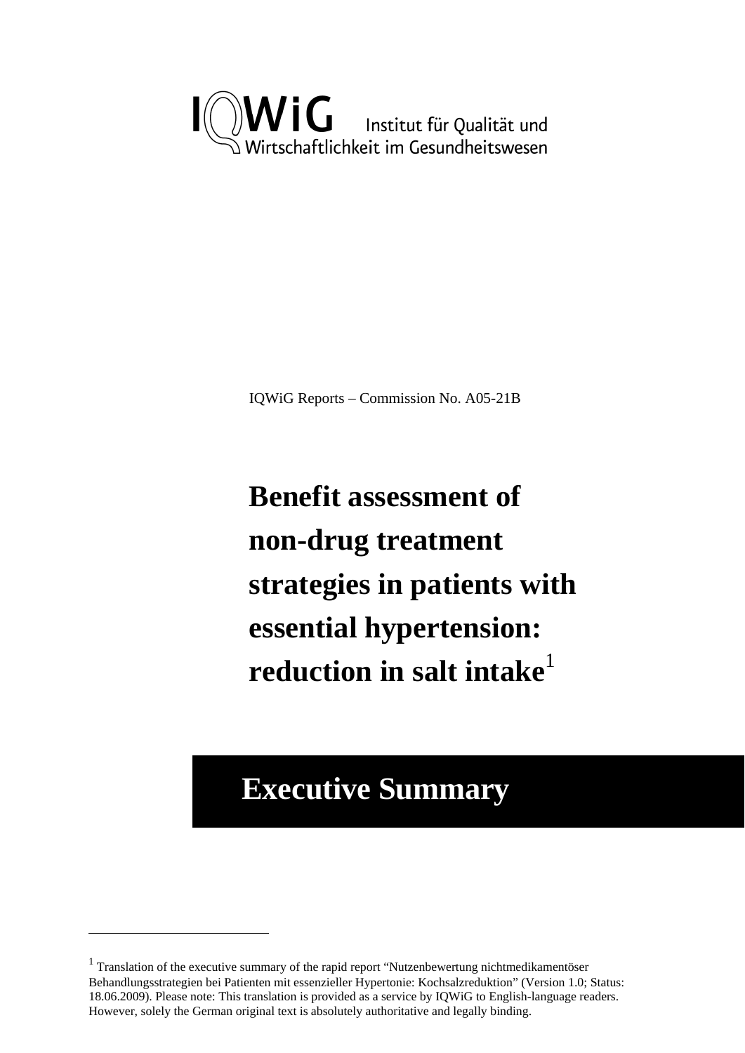IQWiG Institut für Qualität und Wirtschaftlichkeit im Gesundheitswesen

IQWiG Reports – Commission No. A05-21B

# Benefit assessment of non-drug treatment strategies in patients with essential hypertension: reduction in salt intake[1]

## Executive Summary

[1] Translation of the executive summary of the rapid report "Nutzenbewertung nichtmedikamentöser Behandlungsstrategien bei Patienten mit essenzieller Hypertonie: Kochsalzreduktion" (Version 1.0; Status: 18.06.2009). Please note: This translation is provided as a service by IQWiG to English-language readers. However, solely the German original text is absolutely authoritative and legally binding.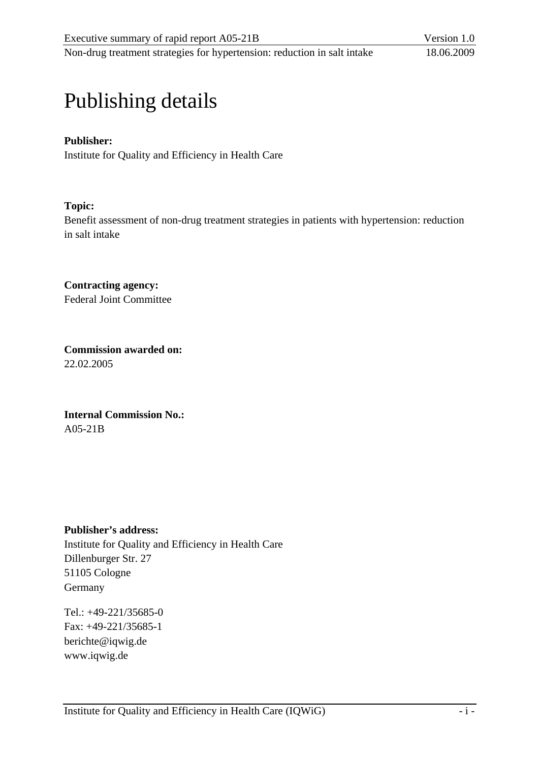# Publishing details

**Publisher:**
Institute for Quality and Efficiency in Health Care

**Topic:**
Benefit assessment of non-drug treatment strategies in patients with hypertension: reduction in salt intake

**Contracting agency:**
Federal Joint Committee

**Commission awarded on:**
22.02.2005

**Internal Commission No.:**
A05-21B

**Publisher's address:**
Institute for Quality and Efficiency in Health Care
Dillenburger Str. 27
51105 Cologne
Germany

Tel.: +49-221/35685-0
Fax: +49-221/35685-1
berichte@iqwig.de
www.iqwig.de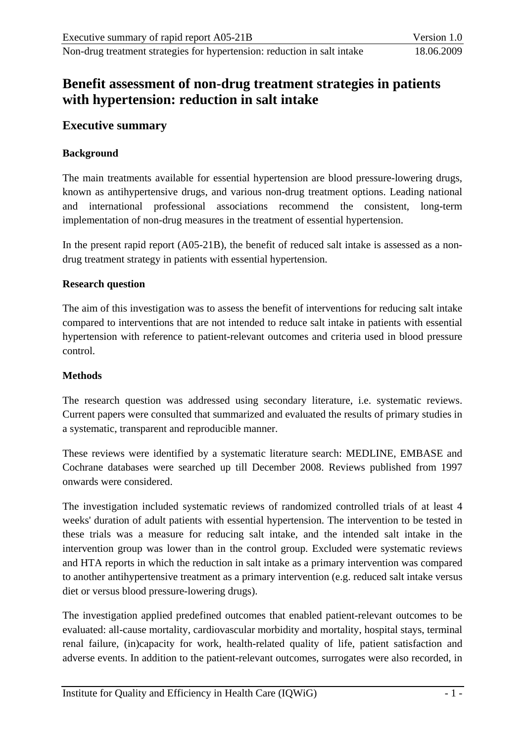# Benefit assessment of non-drug treatment strategies in patients with hypertension: reduction in salt intake

## Executive summary

### Background

The main treatments available for essential hypertension are blood pressure-lowering drugs, known as antihypertensive drugs, and various non-drug treatment options. Leading national and international professional associations recommend the consistent, long-term implementation of non-drug measures in the treatment of essential hypertension.

In the present rapid report (A05-21B), the benefit of reduced salt intake is assessed as a non-drug treatment strategy in patients with essential hypertension.

### Research question

The aim of this investigation was to assess the benefit of interventions for reducing salt intake compared to interventions that are not intended to reduce salt intake in patients with essential hypertension with reference to patient-relevant outcomes and criteria used in blood pressure control.

### Methods

The research question was addressed using secondary literature, i.e. systematic reviews. Current papers were consulted that summarized and evaluated the results of primary studies in a systematic, transparent and reproducible manner.

These reviews were identified by a systematic literature search: MEDLINE, EMBASE and Cochrane databases were searched up till December 2008. Reviews published from 1997 onwards were considered.

The investigation included systematic reviews of randomized controlled trials of at least 4 weeks' duration of adult patients with essential hypertension. The intervention to be tested in these trials was a measure for reducing salt intake, and the intended salt intake in the intervention group was lower than in the control group. Excluded were systematic reviews and HTA reports in which the reduction in salt intake as a primary intervention was compared to another antihypertensive treatment as a primary intervention (e.g. reduced salt intake versus diet or versus blood pressure-lowering drugs).

The investigation applied predefined outcomes that enabled patient-relevant outcomes to be evaluated: all-cause mortality, cardiovascular morbidity and mortality, hospital stays, terminal renal failure, (in)capacity for work, health-related quality of life, patient satisfaction and adverse events. In addition to the patient-relevant outcomes, surrogates were also recorded, in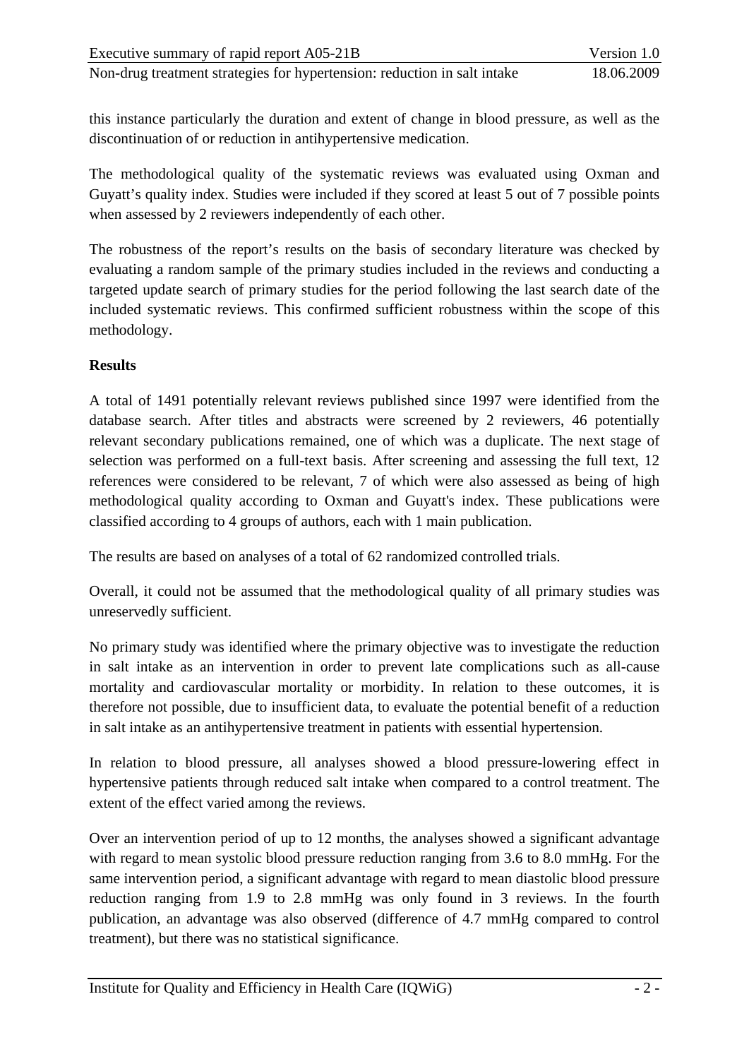this instance particularly the duration and extent of change in blood pressure, as well as the discontinuation of or reduction in antihypertensive medication.

The methodological quality of the systematic reviews was evaluated using Oxman and Guyatt's quality index. Studies were included if they scored at least 5 out of 7 possible points when assessed by 2 reviewers independently of each other.

The robustness of the report's results on the basis of secondary literature was checked by evaluating a random sample of the primary studies included in the reviews and conducting a targeted update search of primary studies for the period following the last search date of the included systematic reviews. This confirmed sufficient robustness within the scope of this methodology.

**Results**

A total of 1491 potentially relevant reviews published since 1997 were identified from the database search. After titles and abstracts were screened by 2 reviewers, 46 potentially relevant secondary publications remained, one of which was a duplicate. The next stage of selection was performed on a full-text basis. After screening and assessing the full text, 12 references were considered to be relevant, 7 of which were also assessed as being of high methodological quality according to Oxman and Guyatt's index. These publications were classified according to 4 groups of authors, each with 1 main publication.

The results are based on analyses of a total of 62 randomized controlled trials.

Overall, it could not be assumed that the methodological quality of all primary studies was unreservedly sufficient.

No primary study was identified where the primary objective was to investigate the reduction in salt intake as an intervention in order to prevent late complications such as all-cause mortality and cardiovascular mortality or morbidity. In relation to these outcomes, it is therefore not possible, due to insufficient data, to evaluate the potential benefit of a reduction in salt intake as an antihypertensive treatment in patients with essential hypertension.

In relation to blood pressure, all analyses showed a blood pressure-lowering effect in hypertensive patients through reduced salt intake when compared to a control treatment. The extent of the effect varied among the reviews.

Over an intervention period of up to 12 months, the analyses showed a significant advantage with regard to mean systolic blood pressure reduction ranging from 3.6 to 8.0 mmHg. For the same intervention period, a significant advantage with regard to mean diastolic blood pressure reduction ranging from 1.9 to 2.8 mmHg was only found in 3 reviews. In the fourth publication, an advantage was also observed (difference of 4.7 mmHg compared to control treatment), but there was no statistical significance.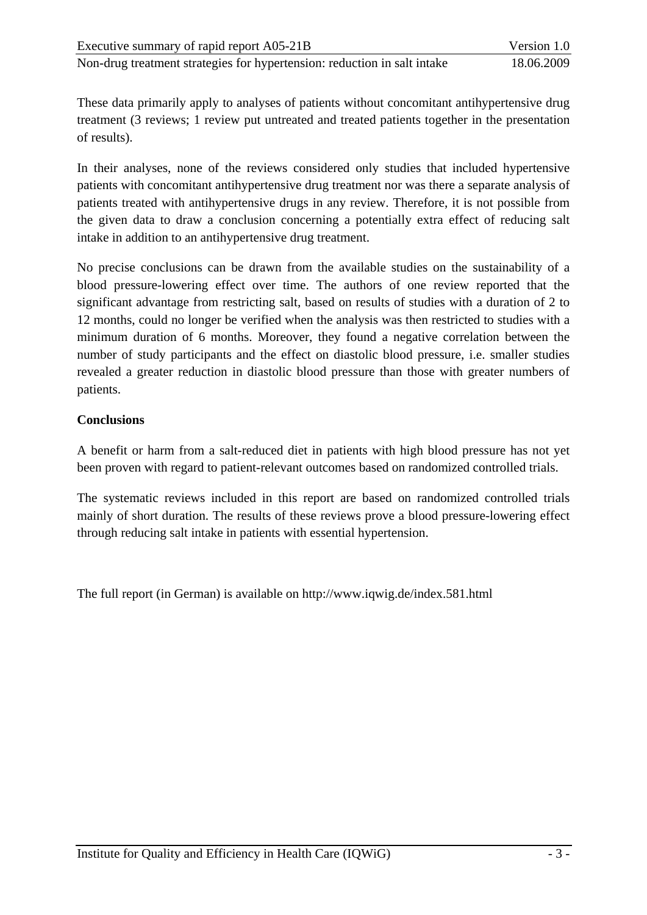These data primarily apply to analyses of patients without concomitant antihypertensive drug treatment (3 reviews; 1 review put untreated and treated patients together in the presentation of results).

In their analyses, none of the reviews considered only studies that included hypertensive patients with concomitant antihypertensive drug treatment nor was there a separate analysis of patients treated with antihypertensive drugs in any review. Therefore, it is not possible from the given data to draw a conclusion concerning a potentially extra effect of reducing salt intake in addition to an antihypertensive drug treatment.

No precise conclusions can be drawn from the available studies on the sustainability of a blood pressure-lowering effect over time. The authors of one review reported that the significant advantage from restricting salt, based on results of studies with a duration of 2 to 12 months, could no longer be verified when the analysis was then restricted to studies with a minimum duration of 6 months. Moreover, they found a negative correlation between the number of study participants and the effect on diastolic blood pressure, i.e. smaller studies revealed a greater reduction in diastolic blood pressure than those with greater numbers of patients.

**Conclusions**

A benefit or harm from a salt-reduced diet in patients with high blood pressure has not yet been proven with regard to patient-relevant outcomes based on randomized controlled trials.

The systematic reviews included in this report are based on randomized controlled trials mainly of short duration. The results of these reviews prove a blood pressure-lowering effect through reducing salt intake in patients with essential hypertension.

The full report (in German) is available on http://www.iqwig.de/index.581.html